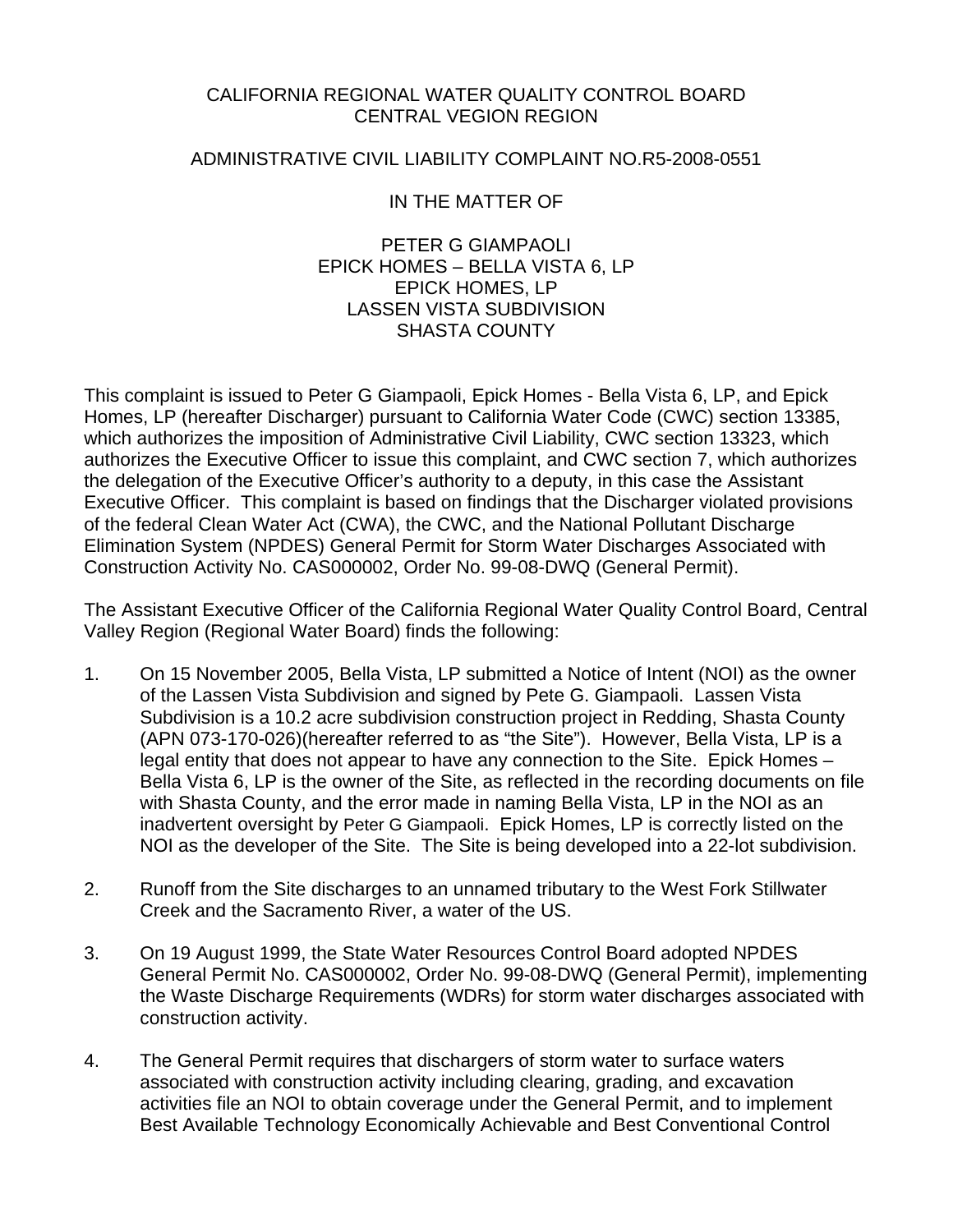CALIFORNIA REGIONAL WATER QUALITY CONTROL BOARD
CENTRAL VEGION REGION

ADMINISTRATIVE CIVIL LIABILITY COMPLAINT NO.R5-2008-0551

IN THE MATTER OF

PETER G GIAMPAOLI
EPICK HOMES – BELLA VISTA 6, LP
EPICK HOMES, LP
LASSEN VISTA SUBDIVISION
SHASTA COUNTY

This complaint is issued to Peter G Giampaoli, Epick Homes - Bella Vista 6, LP, and Epick Homes, LP (hereafter Discharger) pursuant to California Water Code (CWC) section 13385, which authorizes the imposition of Administrative Civil Liability, CWC section 13323, which authorizes the Executive Officer to issue this complaint, and CWC section 7, which authorizes the delegation of the Executive Officer's authority to a deputy, in this case the Assistant Executive Officer. This complaint is based on findings that the Discharger violated provisions of the federal Clean Water Act (CWA), the CWC, and the National Pollutant Discharge Elimination System (NPDES) General Permit for Storm Water Discharges Associated with Construction Activity No. CAS000002, Order No. 99-08-DWQ (General Permit).

The Assistant Executive Officer of the California Regional Water Quality Control Board, Central Valley Region (Regional Water Board) finds the following:

1. On 15 November 2005, Bella Vista, LP submitted a Notice of Intent (NOI) as the owner of the Lassen Vista Subdivision and signed by Pete G. Giampaoli. Lassen Vista Subdivision is a 10.2 acre subdivision construction project in Redding, Shasta County (APN 073-170-026)(hereafter referred to as "the Site"). However, Bella Vista, LP is a legal entity that does not appear to have any connection to the Site. Epick Homes – Bella Vista 6, LP is the owner of the Site, as reflected in the recording documents on file with Shasta County, and the error made in naming Bella Vista, LP in the NOI as an inadvertent oversight by Peter G Giampaoli. Epick Homes, LP is correctly listed on the NOI as the developer of the Site. The Site is being developed into a 22-lot subdivision.

2. Runoff from the Site discharges to an unnamed tributary to the West Fork Stillwater Creek and the Sacramento River, a water of the US.

3. On 19 August 1999, the State Water Resources Control Board adopted NPDES General Permit No. CAS000002, Order No. 99-08-DWQ (General Permit), implementing the Waste Discharge Requirements (WDRs) for storm water discharges associated with construction activity.

4. The General Permit requires that dischargers of storm water to surface waters associated with construction activity including clearing, grading, and excavation activities file an NOI to obtain coverage under the General Permit, and to implement Best Available Technology Economically Achievable and Best Conventional Control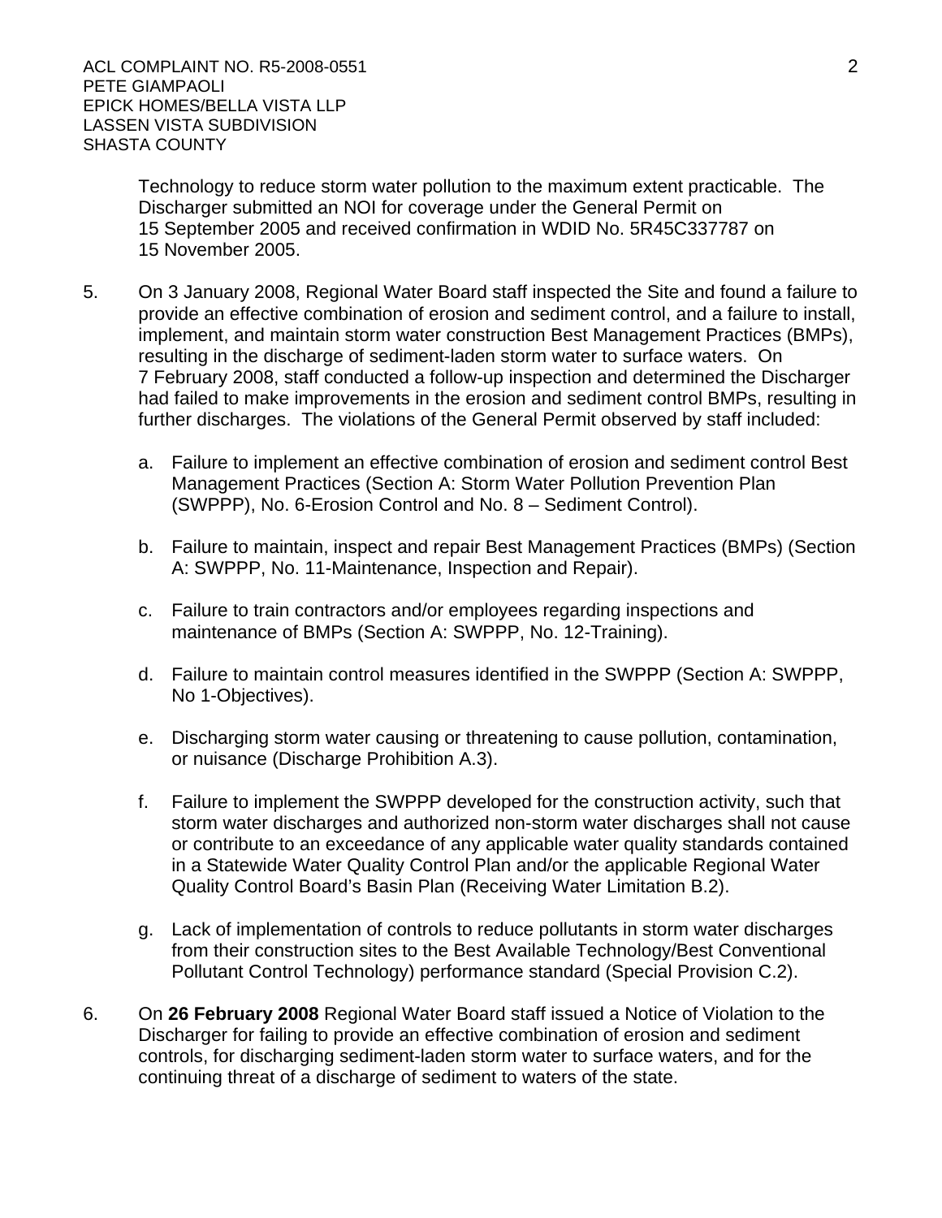Technology to reduce storm water pollution to the maximum extent practicable. The Discharger submitted an NOI for coverage under the General Permit on 15 September 2005 and received confirmation in WDID No. 5R45C337787 on 15 November 2005.

5. On 3 January 2008, Regional Water Board staff inspected the Site and found a failure to provide an effective combination of erosion and sediment control, and a failure to install, implement, and maintain storm water construction Best Management Practices (BMPs), resulting in the discharge of sediment-laden storm water to surface waters. On 7 February 2008, staff conducted a follow-up inspection and determined the Discharger had failed to make improvements in the erosion and sediment control BMPs, resulting in further discharges. The violations of the General Permit observed by staff included:

   a. Failure to implement an effective combination of erosion and sediment control Best Management Practices (Section A: Storm Water Pollution Prevention Plan (SWPPP), No. 6-Erosion Control and No. 8 – Sediment Control).

   b. Failure to maintain, inspect and repair Best Management Practices (BMPs) (Section A: SWPPP, No. 11-Maintenance, Inspection and Repair).

   c. Failure to train contractors and/or employees regarding inspections and maintenance of BMPs (Section A: SWPPP, No. 12-Training).

   d. Failure to maintain control measures identified in the SWPPP (Section A: SWPPP, No 1-Objectives).

   e. Discharging storm water causing or threatening to cause pollution, contamination, or nuisance (Discharge Prohibition A.3).

   f. Failure to implement the SWPPP developed for the construction activity, such that storm water discharges and authorized non-storm water discharges shall not cause or contribute to an exceedance of any applicable water quality standards contained in a Statewide Water Quality Control Plan and/or the applicable Regional Water Quality Control Board's Basin Plan (Receiving Water Limitation B.2).

   g. Lack of implementation of controls to reduce pollutants in storm water discharges from their construction sites to the Best Available Technology/Best Conventional Pollutant Control Technology) performance standard (Special Provision C.2).

6. On **26 February 2008** Regional Water Board staff issued a Notice of Violation to the Discharger for failing to provide an effective combination of erosion and sediment controls, for discharging sediment-laden storm water to surface waters, and for the continuing threat of a discharge of sediment to waters of the state.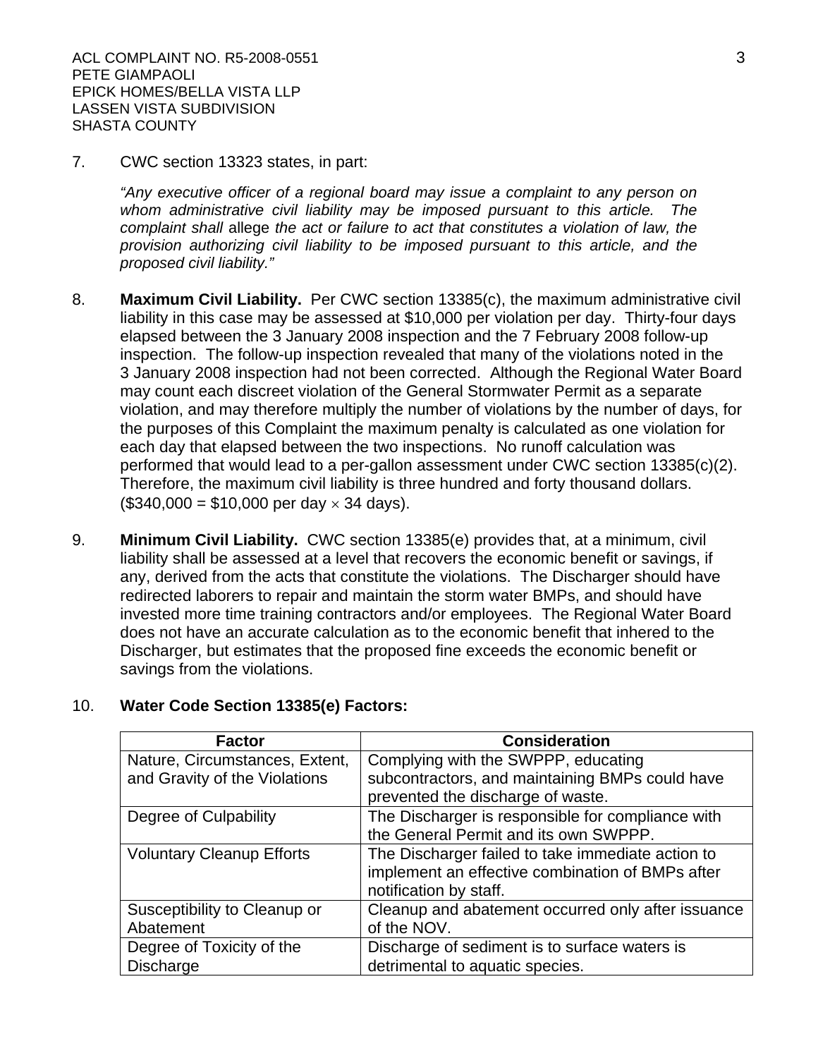7. CWC section 13323 states, in part:

*"Any executive officer of a regional board may issue a complaint to any person on whom administrative civil liability may be imposed pursuant to this article. The complaint shall* allege *the act or failure to act that constitutes a violation of law, the provision authorizing civil liability to be imposed pursuant to this article, and the proposed civil liability."*

8. **Maximum Civil Liability.** Per CWC section 13385(c), the maximum administrative civil liability in this case may be assessed at $10,000 per violation per day. Thirty-four days elapsed between the 3 January 2008 inspection and the 7 February 2008 follow-up inspection. The follow-up inspection revealed that many of the violations noted in the 3 January 2008 inspection had not been corrected. Although the Regional Water Board may count each discreet violation of the General Stormwater Permit as a separate violation, and may therefore multiply the number of violations by the number of days, for the purposes of this Complaint the maximum penalty is calculated as one violation for each day that elapsed between the two inspections. No runoff calculation was performed that would lead to a per-gallon assessment under CWC section 13385(c)(2). Therefore, the maximum civil liability is three hundred and forty thousand dollars. ($340,000 = $10,000 per day × 34 days).

9. **Minimum Civil Liability.** CWC section 13385(e) provides that, at a minimum, civil liability shall be assessed at a level that recovers the economic benefit or savings, if any, derived from the acts that constitute the violations. The Discharger should have redirected laborers to repair and maintain the storm water BMPs, and should have invested more time training contractors and/or employees. The Regional Water Board does not have an accurate calculation as to the economic benefit that inhered to the Discharger, but estimates that the proposed fine exceeds the economic benefit or savings from the violations.

10. **Water Code Section 13385(e) Factors:**

| Factor | Consideration |
|---|---|
| Nature, Circumstances, Extent, and Gravity of the Violations | Complying with the SWPPP, educating subcontractors, and maintaining BMPs could have prevented the discharge of waste. |
| Degree of Culpability | The Discharger is responsible for compliance with the General Permit and its own SWPPP. |
| Voluntary Cleanup Efforts | The Discharger failed to take immediate action to implement an effective combination of BMPs after notification by staff. |
| Susceptibility to Cleanup or Abatement | Cleanup and abatement occurred only after issuance of the NOV. |
| Degree of Toxicity of the Discharge | Discharge of sediment is to surface waters is detrimental to aquatic species. |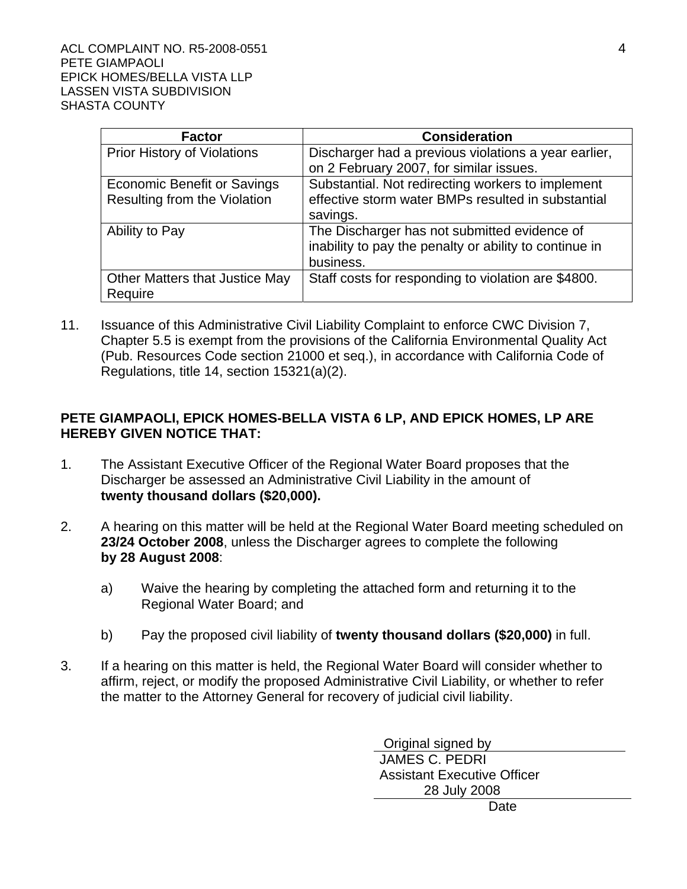| Factor | Consideration |
|---|---|
| Prior History of Violations | Discharger had a previous violations a year earlier, on 2 February 2007, for similar issues. |
| Economic Benefit or Savings Resulting from the Violation | Substantial. Not redirecting workers to implement effective storm water BMPs resulted in substantial savings. |
| Ability to Pay | The Discharger has not submitted evidence of inability to pay the penalty or ability to continue in business. |
| Other Matters that Justice May Require | Staff costs for responding to violation are $4800. |

11. Issuance of this Administrative Civil Liability Complaint to enforce CWC Division 7, Chapter 5.5 is exempt from the provisions of the California Environmental Quality Act (Pub. Resources Code section 21000 et seq.), in accordance with California Code of Regulations, title 14, section 15321(a)(2).

**PETE GIAMPAOLI, EPICK HOMES-BELLA VISTA 6 LP, AND EPICK HOMES, LP ARE HEREBY GIVEN NOTICE THAT:**

1. The Assistant Executive Officer of the Regional Water Board proposes that the Discharger be assessed an Administrative Civil Liability in the amount of **twenty thousand dollars ($20,000).**

2. A hearing on this matter will be held at the Regional Water Board meeting scheduled on **23/24 October 2008**, unless the Discharger agrees to complete the following **by 28 August 2008**:

   a) Waive the hearing by completing the attached form and returning it to the Regional Water Board; and

   b) Pay the proposed civil liability of **twenty thousand dollars ($20,000)** in full.

3. If a hearing on this matter is held, the Regional Water Board will consider whether to affirm, reject, or modify the proposed Administrative Civil Liability, or whether to refer the matter to the Attorney General for recovery of judicial civil liability.

Original signed by
JAMES C. PEDRI
Assistant Executive Officer
28 July 2008
Date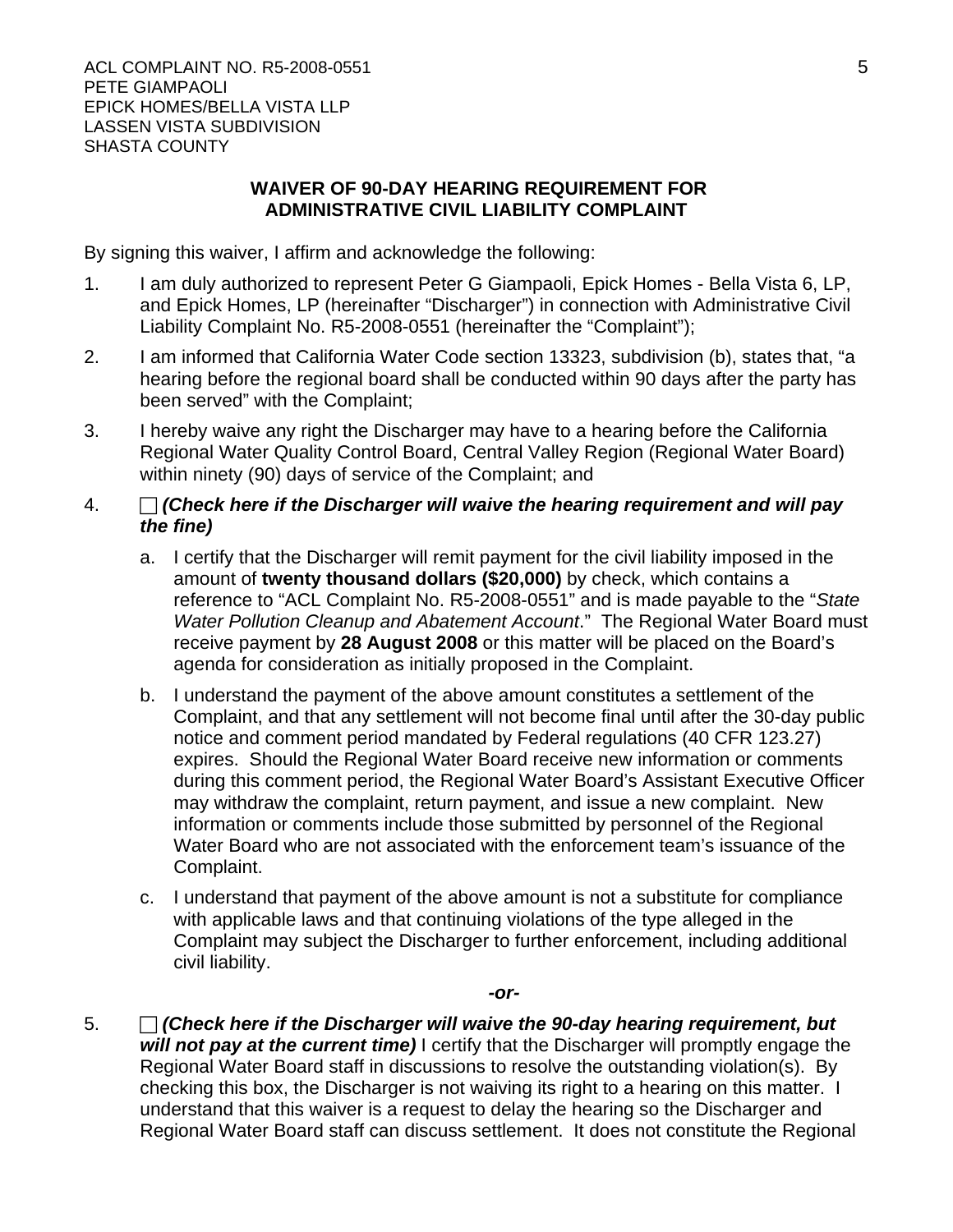ACL COMPLAINT NO. R5-2008-0551
PETE GIAMPAOLI
EPICK HOMES/BELLA VISTA LLP
LASSEN VISTA SUBDIVISION
SHASTA COUNTY

## WAIVER OF 90-DAY HEARING REQUIREMENT FOR ADMINISTRATIVE CIVIL LIABILITY COMPLAINT

By signing this waiver, I affirm and acknowledge the following:

1. I am duly authorized to represent Peter G Giampaoli, Epick Homes - Bella Vista 6, LP, and Epick Homes, LP (hereinafter "Discharger") in connection with Administrative Civil Liability Complaint No. R5-2008-0551 (hereinafter the "Complaint");

2. I am informed that California Water Code section 13323, subdivision (b), states that, "a hearing before the regional board shall be conducted within 90 days after the party has been served" with the Complaint;

3. I hereby waive any right the Discharger may have to a hearing before the California Regional Water Quality Control Board, Central Valley Region (Regional Water Board) within ninety (90) days of service of the Complaint; and

4. ☐ ***(Check here if the Discharger will waive the hearing requirement and will pay the fine)***

   a. I certify that the Discharger will remit payment for the civil liability imposed in the amount of **twenty thousand dollars ($20,000)** by check, which contains a reference to "ACL Complaint No. R5-2008-0551" and is made payable to the "*State Water Pollution Cleanup and Abatement Account*." The Regional Water Board must receive payment by **28 August 2008** or this matter will be placed on the Board's agenda for consideration as initially proposed in the Complaint.

   b. I understand the payment of the above amount constitutes a settlement of the Complaint, and that any settlement will not become final until after the 30-day public notice and comment period mandated by Federal regulations (40 CFR 123.27) expires. Should the Regional Water Board receive new information or comments during this comment period, the Regional Water Board's Assistant Executive Officer may withdraw the complaint, return payment, and issue a new complaint. New information or comments include those submitted by personnel of the Regional Water Board who are not associated with the enforcement team's issuance of the Complaint.

   c. I understand that payment of the above amount is not a substitute for compliance with applicable laws and that continuing violations of the type alleged in the Complaint may subject the Discharger to further enforcement, including additional civil liability.

***-or-***

5. ☐ ***(Check here if the Discharger will waive the 90-day hearing requirement, but will not pay at the current time)*** I certify that the Discharger will promptly engage the Regional Water Board staff in discussions to resolve the outstanding violation(s). By checking this box, the Discharger is not waiving its right to a hearing on this matter. I understand that this waiver is a request to delay the hearing so the Discharger and Regional Water Board staff can discuss settlement. It does not constitute the Regional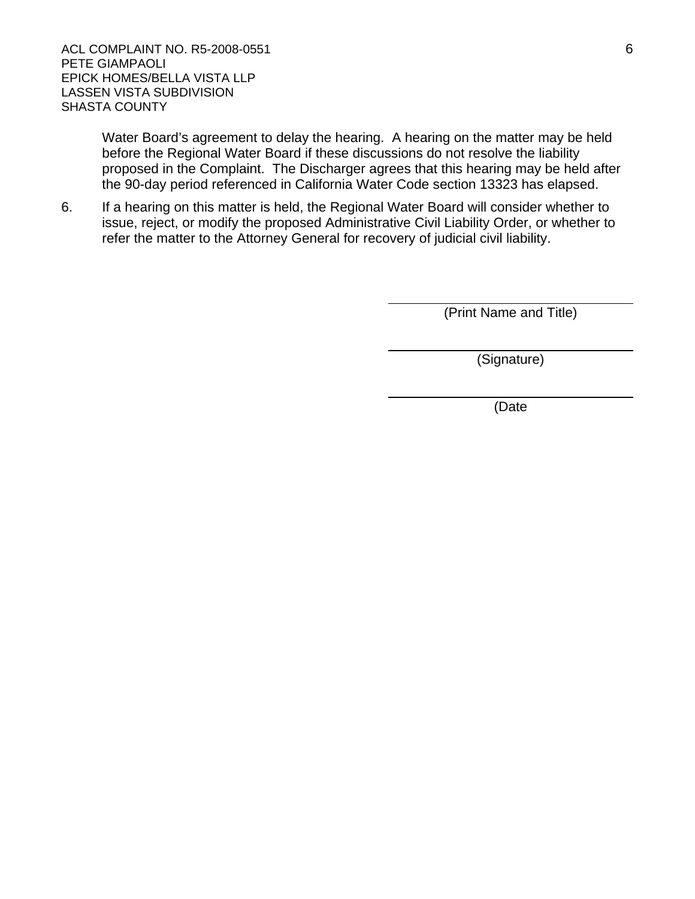Water Board's agreement to delay the hearing. A hearing on the matter may be held before the Regional Water Board if these discussions do not resolve the liability proposed in the Complaint. The Discharger agrees that this hearing may be held after the 90-day period referenced in California Water Code section 13323 has elapsed.

6. If a hearing on this matter is held, the Regional Water Board will consider whether to issue, reject, or modify the proposed Administrative Civil Liability Order, or whether to refer the matter to the Attorney General for recovery of judicial civil liability.

\_\_\_\_\_\_\_\_\_\_\_\_\_\_\_\_\_\_\_\_\_\_\_\_\_\_\_\_\_\_\_\_\_\_\_\_
(Print Name and Title)

\_\_\_\_\_\_\_\_\_\_\_\_\_\_\_\_\_\_\_\_\_\_\_\_\_\_\_\_\_\_\_\_\_\_\_\_
(Signature)

\_\_\_\_\_\_\_\_\_\_\_\_\_\_\_\_\_\_\_\_\_\_\_\_\_\_\_\_\_\_\_\_\_\_\_\_
(Date